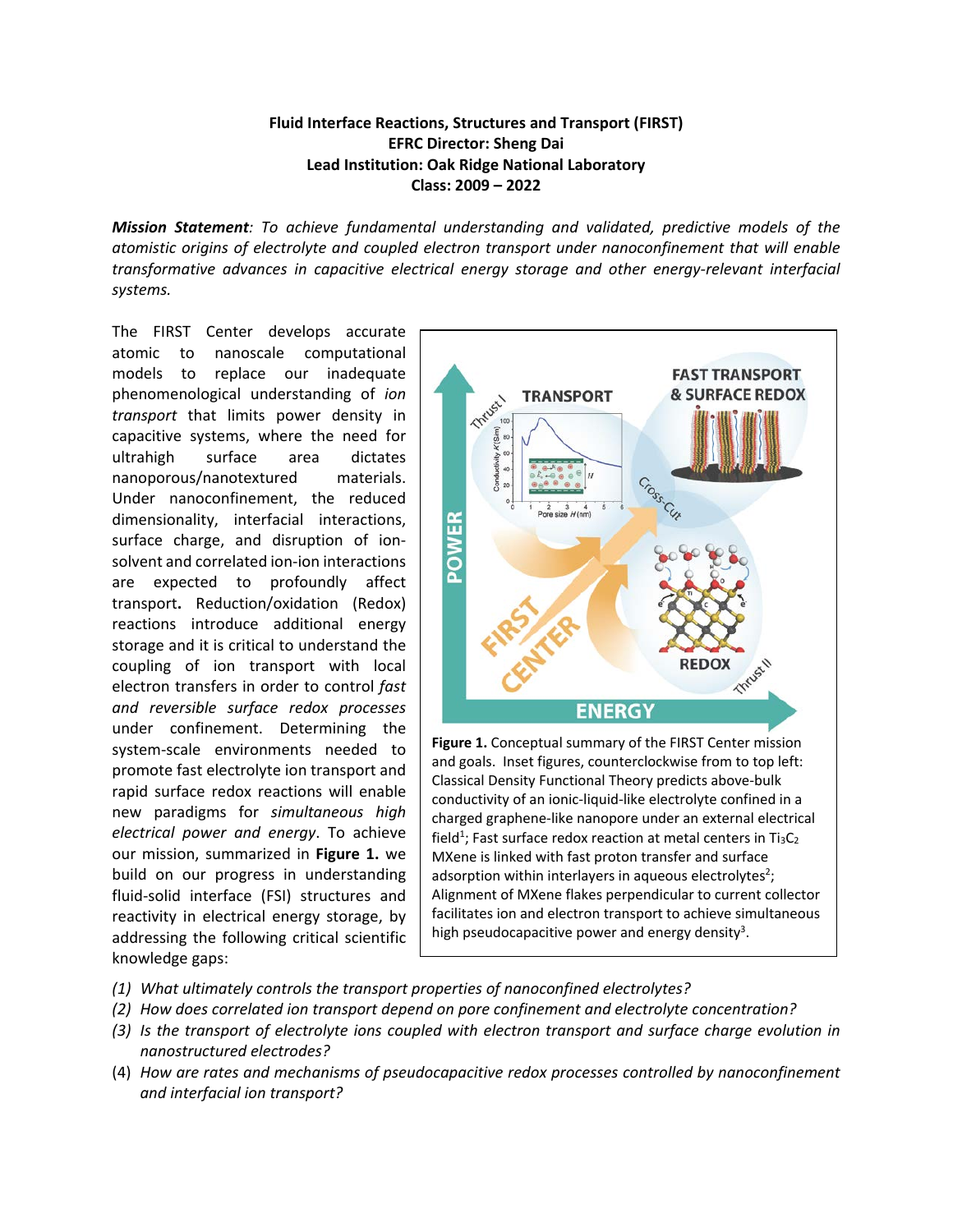**Fluid Interface Reactions, Structures and Transport (FIRST)**
**EFRC Director: Sheng Dai**
**Lead Institution: Oak Ridge National Laboratory**
**Class: 2009 – 2022**

***Mission Statement****: To achieve fundamental understanding and validated, predictive models of the atomistic origins of electrolyte and coupled electron transport under nanoconfinement that will enable transformative advances in capacitive electrical energy storage and other energy-relevant interfacial systems.*

The FIRST Center develops accurate atomic to nanoscale computational models to replace phenomenological understanding of *ion transport* that limits power density in capacitive systems, where the need for ultrahigh surface area dictates nanoporous/nanotextured materials. Under nanoconfinement, the reduced dimensionality, interfacial interactions, surface charge, and disruption of ion-solvent and correlated ion-ion interactions are expected to profoundly affect transport**.** Reduction/oxidation (Redox) reactions introduce additional energy storage and it is critical to understand the coupling of ion transport with local electron transfers in order to control *fast and reversible surface redox processes* under confinement. Determining the system-scale environments needed to promote fast electrolyte ion transport and rapid surface redox reactions will enable new paradigms for *simultaneous high electrical power and energy*. To achieve our mission, summarized in **Figure 1.** we build on our progress in understanding fluid-solid interface (FSI) structures and reactivity in electrical energy storage, by addressing the following critical scientific knowledge gaps:

**Figure 1.** Conceptual summary of the FIRST Center mission and goals. Inset figures, counterclockwise from to top left: Classical Density Functional Theory predicts above-bulk conductivity of an ionic-liquid-like electrolyte confined in a charged graphene-like nanopore under an external electrical field[1]; Fast surface redox reaction at metal centers in $Ti_3C_2$ MXene is linked with fast proton transfer and surface adsorption within interlayers in aqueous electrolytes[2]; Alignment of MXene flakes perpendicular to current collector facilitates ion and electron transport to achieve simultaneous high pseudocapacitive power and energy density[3].

(1) *What ultimately controls the transport properties of nanoconfined electrolytes?*
(2) *How does correlated ion transport depend on pore confinement and electrolyte concentration?*
(3) *Is the transport of electrolyte ions coupled with electron transport and surface charge evolution in nanostructured electrodes?*
(4) *How are rates and mechanisms of pseudocapacitive redox processes controlled by nanoconfinement and interfacial ion transport?*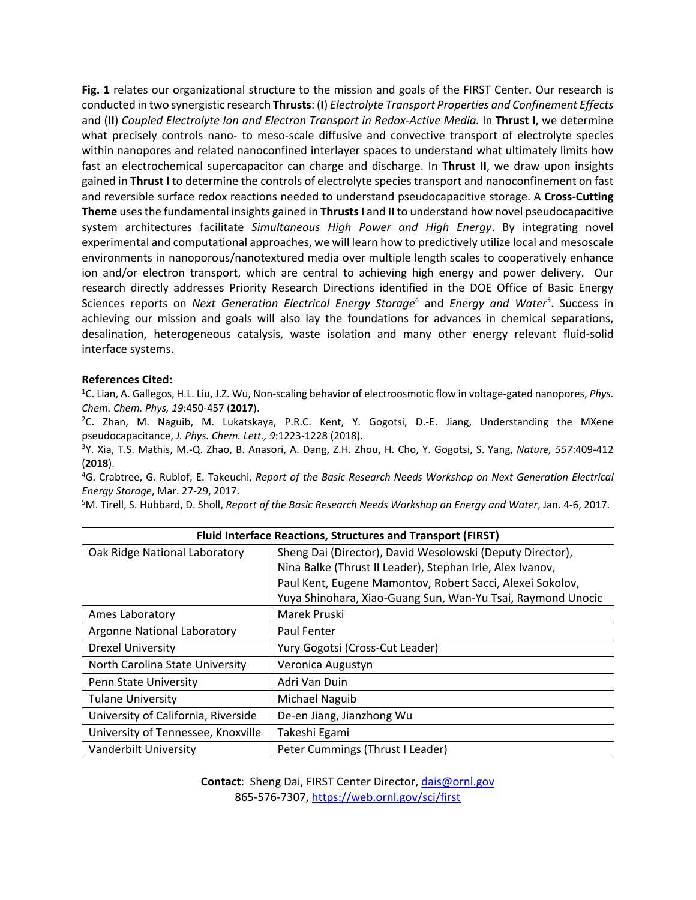**Fig. 1** relates our organizational structure to the mission and goals of the FIRST Center. Our research is conducted in two synergistic research **Thrusts**: (**I**) *Electrolyte Transport Properties and Confinement Effects* and (**II**) *Coupled Electrolyte Ion and Electron Transport in Redox-Active Media.* In **Thrust I**, we determine what precisely controls nano- to meso-scale diffusive and convective transport of electrolyte species within nanopores and related nanoconfined interlayer spaces to understand what ultimately limits how fast an electrochemical supercapacitor can charge and discharge. In **Thrust II**, we draw upon insights gained in **Thrust I** to determine the controls of electrolyte species transport and nanoconfinement on fast and reversible surface redox reactions needed to understand pseudocapacitive storage. A **Cross-Cutting Theme** uses the fundamental insights gained in **Thrusts I** and **II** to understand how novel pseudocapacitive system architectures facilitate *Simultaneous High Power and High Energy*. By integrating novel experimental and computational approaches, we will learn how to predictively utilize local and mesoscale environments in nanoporous/nanotextured media over multiple length scales to cooperatively enhance ion and/or electron transport, which are central to achieving high energy and power delivery. Our research directly addresses Priority Research Directions identified in the DOE Office of Basic Energy Sciences reports on *Next Generation Electrical Energy Storage*[4] and *Energy and Water*[5]. Success in achieving our mission and goals will also lay the foundations for advances in chemical separations, desalination, heterogeneous catalysis, waste isolation and many other energy relevant fluid-solid interface systems.

**References Cited:**

[1]C. Lian, A. Gallegos, H.L. Liu, J.Z. Wu, Non-scaling behavior of electroosmotic flow in voltage-gated nanopores, *Phys. Chem. Chem. Phys, 19*:450-457 (**2017**).

[2]C. Zhan, M. Naguib, M. Lukatskaya, P.R.C. Kent, Y. Gogotsi, D.-E. Jiang, Understanding the MXene pseudocapacitance, *J. Phys. Chem. Lett., 9*:1223-1228 (2018).

[3]Y. Xia, T.S. Mathis, M.-Q. Zhao, B. Anasori, A. Dang, Z.H. Zhou, H. Cho, Y. Gogotsi, S. Yang, *Nature, 557*:409-412 (**2018**).

[4]G. Crabtree, G. Rublof, E. Takeuchi, *Report of the Basic Research Needs Workshop on Next Generation Electrical Energy Storage*, Mar. 27-29, 2017.

[5]M. Tirell, S. Hubbard, D. Sholl, *Report of the Basic Research Needs Workshop on Energy and Water*, Jan. 4-6, 2017.

| **Fluid Interface Reactions, Structures and Transport (FIRST)** | |
|---|---|
| Oak Ridge National Laboratory | Sheng Dai (Director), David Wesolowski (Deputy Director), Nina Balke (Thrust II Leader), Stephan Irle, Alex Ivanov, Paul Kent, Eugene Mamontov, Robert Sacci, Alexei Sokolov, Yuya Shinohara, Xiao-Guang Sun, Wan-Yu Tsai, Raymond Unocic |
| Ames Laboratory | Marek Pruski |
| Argonne National Laboratory | Paul Fenter |
| Drexel University | Yury Gogotsi (Cross-Cut Leader) |
| North Carolina State University | Veronica Augustyn |
| Penn State University | Adri Van Duin |
| Tulane University | Michael Naguib |
| University of California, Riverside | De-en Jiang, Jianzhong Wu |
| University of Tennessee, Knoxville | Takeshi Egami |
| Vanderbilt University | Peter Cummings (Thrust I Leader) |

**Contact**: Sheng Dai, FIRST Center Director, dais@ornl.gov
865-576-7307, https://web.ornl.gov/sci/first